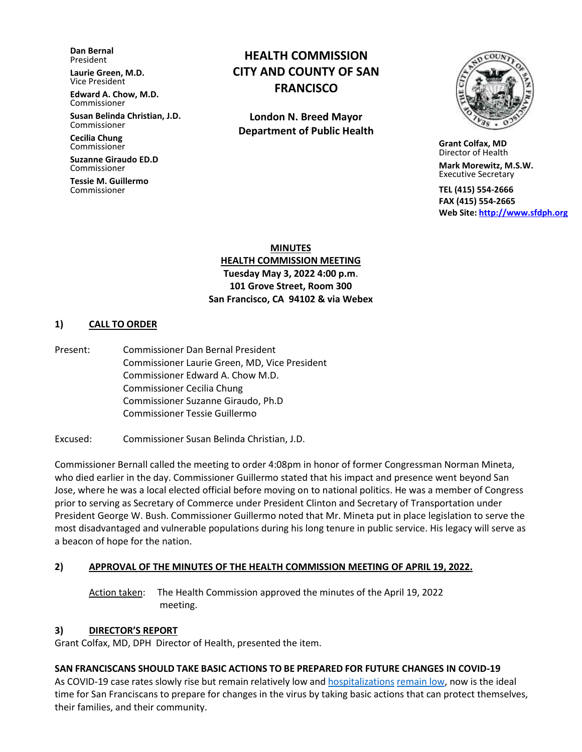**Dan Bernal**
President

**Laurie Green, M.D.**
Vice President

**Edward A. Chow, M.D.**
Commissioner

**Susan Belinda Christian, J.D.**
Commissioner

**Cecilia Chung**
Commissioner

**Suzanne Giraudo ED.D**
Commissioner

**Tessie M. Guillermo**
Commissioner

# HEALTH COMMISSION CITY AND COUNTY OF SAN FRANCISCO

**London N. Breed Mayor**
**Department of Public Health**

**Grant Colfax, MD**
Director of Health

**Mark Morewitz, M.S.W.**
Executive Secretary

**TEL (415) 554-2666**
**FAX (415) 554-2665**
**Web Site: http://www.sfdph.org**

**MINUTES**
**HEALTH COMMISSION MEETING**
**Tuesday May 3, 2022 4:00 p.m.**
**101 Grove Street, Room 300**
**San Francisco, CA 94102 & via Webex**

## 1) CALL TO ORDER

Present: Commissioner Dan Bernal President
Commissioner Laurie Green, MD, Vice President
Commissioner Edward A. Chow M.D.
Commissioner Cecilia Chung
Commissioner Suzanne Giraudo, Ph.D
Commissioner Tessie Guillermo

Excused: Commissioner Susan Belinda Christian, J.D.

Commissioner Bernall called the meeting to order 4:08pm in honor of former Congressman Norman Mineta, who died earlier in the day. Commissioner Guillermo stated that his impact and presence went beyond San Jose, where he was a local elected official before moving on to national politics. He was a member of Congress prior to serving as Secretary of Commerce under President Clinton and Secretary of Transportation under President George W. Bush. Commissioner Guillermo noted that Mr. Mineta put in place legislation to serve the most disadvantaged and vulnerable populations during his long tenure in public service. His legacy will serve as a beacon of hope for the nation.

## 2) APPROVAL OF THE MINUTES OF THE HEALTH COMMISSION MEETING OF APRIL 19, 2022.

Action taken: The Health Commission approved the minutes of the April 19, 2022 meeting.

## 3) DIRECTOR'S REPORT

Grant Colfax, MD, DPH Director of Health, presented the item.

**SAN FRANCISCANS SHOULD TAKE BASIC ACTIONS TO BE PREPARED FOR FUTURE CHANGES IN COVID-19**

As COVID-19 case rates slowly rise but remain relatively low and hospitalizations remain low, now is the ideal time for San Franciscans to prepare for changes in the virus by taking basic actions that can protect themselves, their families, and their community.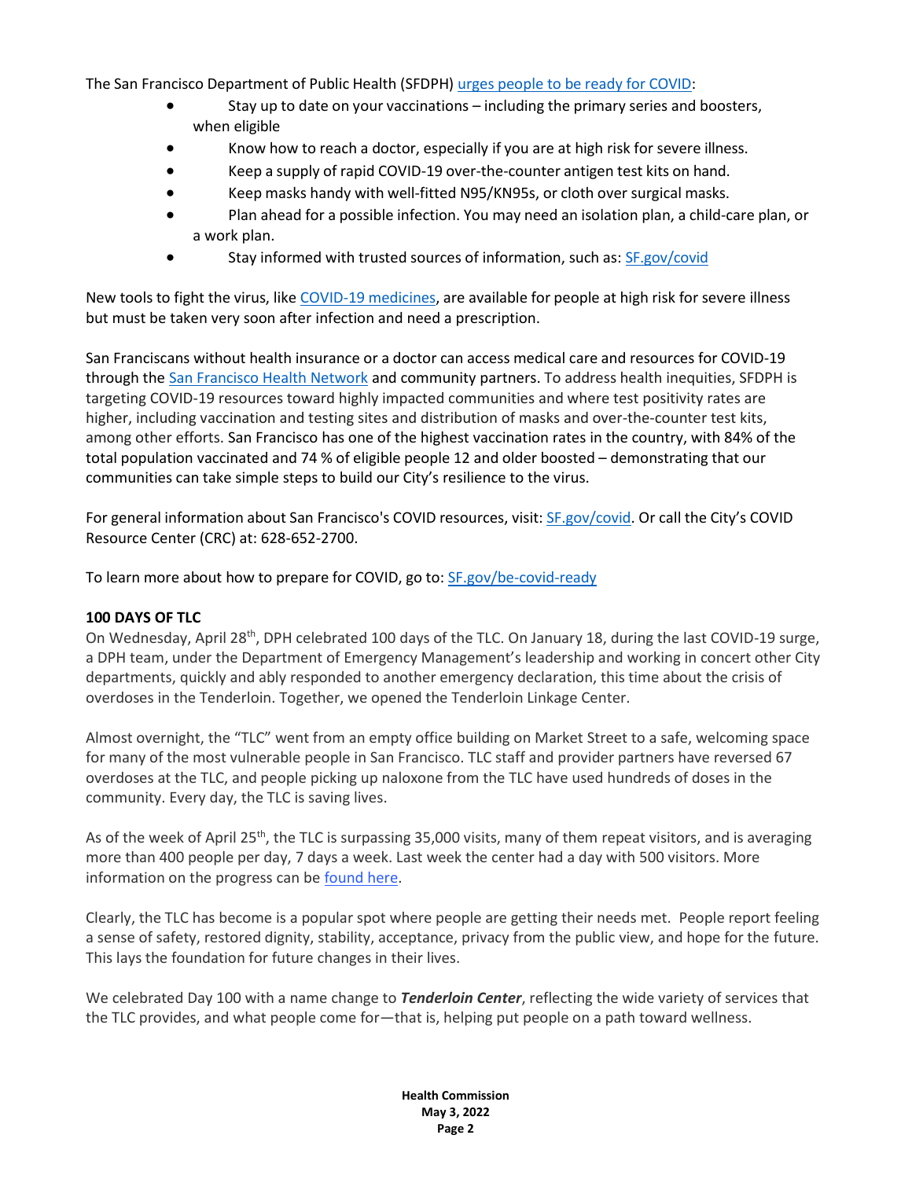The San Francisco Department of Public Health (SFDPH) [urges people to be ready for COVID](#):

- Stay up to date on your vaccinations – including the primary series and boosters, when eligible
- Know how to reach a doctor, especially if you are at high risk for severe illness.
- Keep a supply of rapid COVID-19 over-the-counter antigen test kits on hand.
- Keep masks handy with well-fitted N95/KN95s, or cloth over surgical masks.
- Plan ahead for a possible infection. You may need an isolation plan, a child-care plan, or a work plan.
- Stay informed with trusted sources of information, such as: [SF.gov/covid](#)

New tools to fight the virus, like [COVID-19 medicines](#), are available for people at high risk for severe illness but must be taken very soon after infection and need a prescription.

San Franciscans without health insurance or a doctor can access medical care and resources for COVID-19 through the [San Francisco Health Network](#) and community partners. To address health inequities, SFDPH is targeting COVID-19 resources toward highly impacted communities and where test positivity rates are higher, including vaccination and testing sites and distribution of masks and over-the-counter test kits, among other efforts. San Francisco has one of the highest vaccination rates in the country, with 84% of the total population vaccinated and 74 % of eligible people 12 and older boosted – demonstrating that our communities can take simple steps to build our City's resilience to the virus.

For general information about San Francisco's COVID resources, visit: [SF.gov/covid](#). Or call the City's COVID Resource Center (CRC) at: 628-652-2700.

To learn more about how to prepare for COVID, go to: [SF.gov/be-covid-ready](#)

**100 DAYS OF TLC**

On Wednesday, April 28th, DPH celebrated 100 days of the TLC. On January 18, during the last COVID-19 surge, a DPH team, under the Department of Emergency Management's leadership and working in concert other City departments, quickly and ably responded to another emergency declaration, this time about the crisis of overdoses in the Tenderloin. Together, we opened the Tenderloin Linkage Center.

Almost overnight, the "TLC" went from an empty office building on Market Street to a safe, welcoming space for many of the most vulnerable people in San Francisco. TLC staff and provider partners have reversed 67 overdoses at the TLC, and people picking up naloxone from the TLC have used hundreds of doses in the community. Every day, the TLC is saving lives.

As of the week of April 25th, the TLC is surpassing 35,000 visits, many of them repeat visitors, and is averaging more than 400 people per day, 7 days a week. Last week the center had a day with 500 visitors. More information on the progress can be [found here](#).

Clearly, the TLC has become is a popular spot where people are getting their needs met. People report feeling a sense of safety, restored dignity, stability, acceptance, privacy from the public view, and hope for the future. This lays the foundation for future changes in their lives.

We celebrated Day 100 with a name change to ***Tenderloin Center***, reflecting the wide variety of services that the TLC provides, and what people come for—that is, helping put people on a path toward wellness.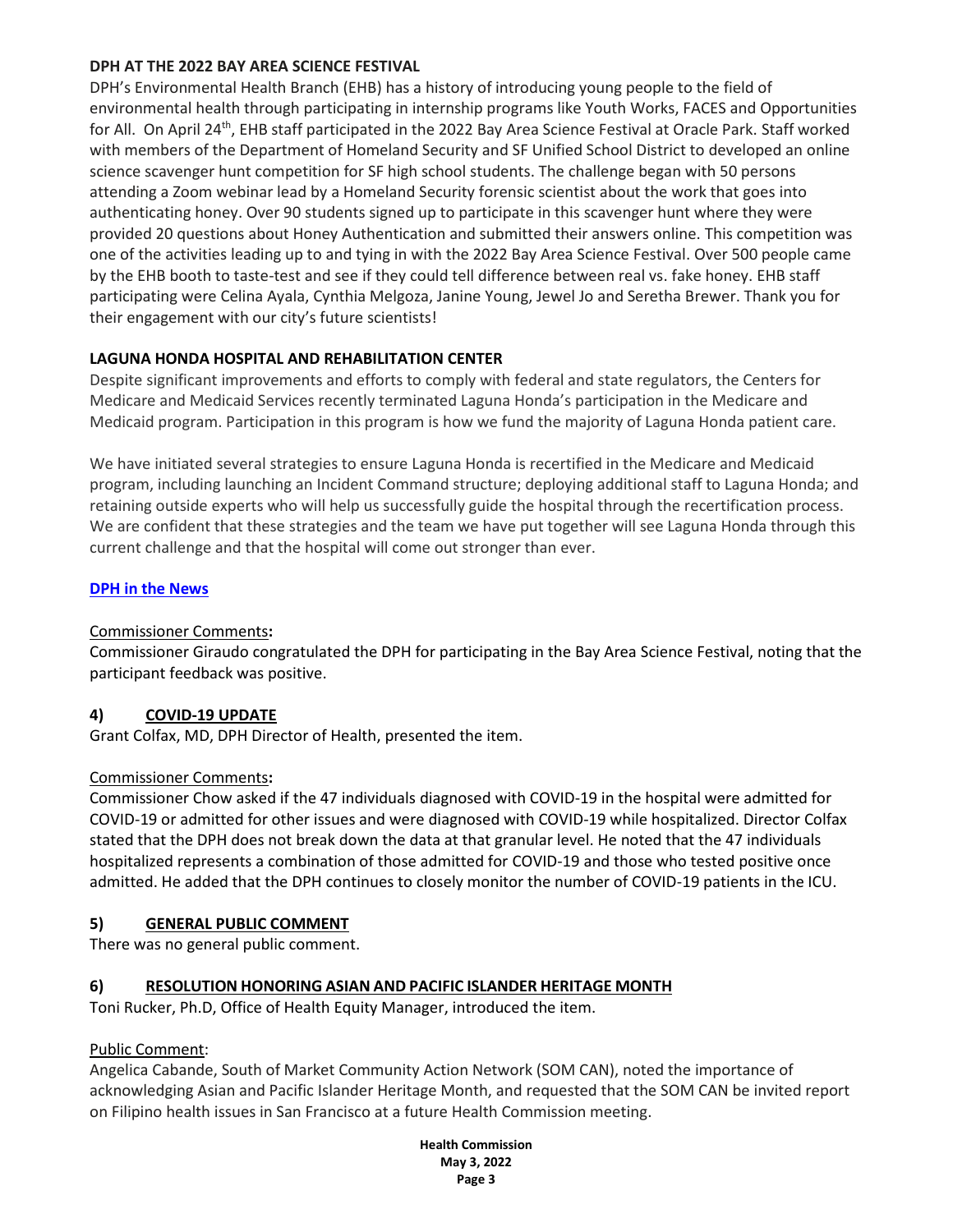**DPH AT THE 2022 BAY AREA SCIENCE FESTIVAL**

DPH's Environmental Health Branch (EHB) has a history of introducing young people to the field of environmental health through participating in internship programs like Youth Works, FACES and Opportunities for All. On April 24th, EHB staff participated in the 2022 Bay Area Science Festival at Oracle Park. Staff worked with members of the Department of Homeland Security and SF Unified School District to developed an online science scavenger hunt competition for SF high school students. The challenge began with 50 persons attending a Zoom webinar lead by a Homeland Security forensic scientist about the work that goes into authenticating honey. Over 90 students signed up to participate in this scavenger hunt where they were provided 20 questions about Honey Authentication and submitted their answers online. This competition was one of the activities leading up to and tying in with the 2022 Bay Area Science Festival. Over 500 people came by the EHB booth to taste-test and see if they could tell difference between real vs. fake honey. EHB staff participating were Celina Ayala, Cynthia Melgoza, Janine Young, Jewel Jo and Seretha Brewer. Thank you for their engagement with our city's future scientists!

**LAGUNA HONDA HOSPITAL AND REHABILITATION CENTER**

Despite significant improvements and efforts to comply with federal and state regulators, the Centers for Medicare and Medicaid Services recently terminated Laguna Honda's participation in the Medicare and Medicaid program. Participation in this program is how we fund the majority of Laguna Honda patient care.

We have initiated several strategies to ensure Laguna Honda is recertified in the Medicare and Medicaid program, including launching an Incident Command structure; deploying additional staff to Laguna Honda; and retaining outside experts who will help us successfully guide the hospital through the recertification process. We are confident that these strategies and the team we have put together will see Laguna Honda through this current challenge and that the hospital will come out stronger than ever.

**DPH in the News**

Commissioner Comments**:**

Commissioner Giraudo congratulated the DPH for participating in the Bay Area Science Festival, noting that the participant feedback was positive.

**4) COVID-19 UPDATE**

Grant Colfax, MD, DPH Director of Health, presented the item.

Commissioner Comments**:**

Commissioner Chow asked if the 47 individuals diagnosed with COVID-19 in the hospital were admitted for COVID-19 or admitted for other issues and were diagnosed with COVID-19 while hospitalized. Director Colfax stated that the DPH does not break down the data at that granular level. He noted that the 47 individuals hospitalized represents a combination of those admitted for COVID-19 and those who tested positive once admitted. He added that the DPH continues to closely monitor the number of COVID-19 patients in the ICU.

**5) GENERAL PUBLIC COMMENT**

There was no general public comment.

**6) RESOLUTION HONORING ASIAN AND PACIFIC ISLANDER HERITAGE MONTH**

Toni Rucker, Ph.D, Office of Health Equity Manager, introduced the item.

Public Comment:

Angelica Cabande, South of Market Community Action Network (SOM CAN), noted the importance of acknowledging Asian and Pacific Islander Heritage Month, and requested that the SOM CAN be invited report on Filipino health issues in San Francisco at a future Health Commission meeting.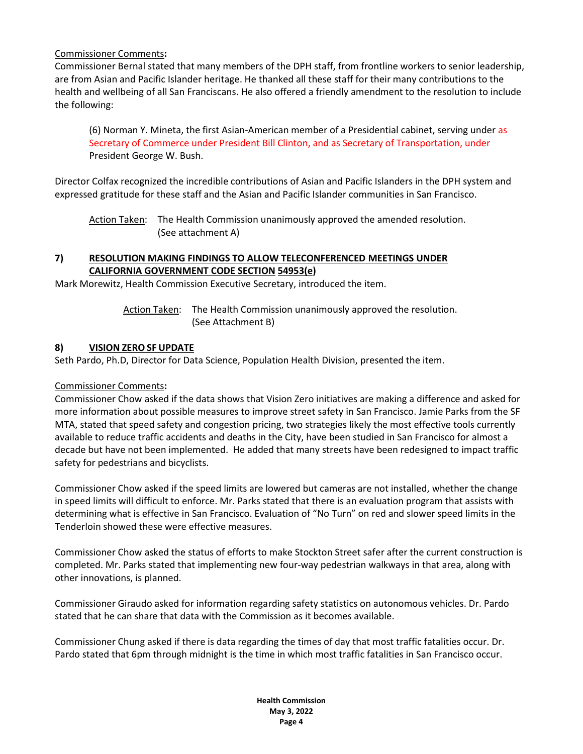Commissioner Comments**:**

Commissioner Bernal stated that many members of the DPH staff, from frontline workers to senior leadership, are from Asian and Pacific Islander heritage. He thanked all these staff for their many contributions to the health and wellbeing of all San Franciscans. He also offered a friendly amendment to the resolution to include the following:

> (6) Norman Y. Mineta, the first Asian-American member of a Presidential cabinet, serving under as Secretary of Commerce under President Bill Clinton, and as Secretary of Transportation, under President George W. Bush.

Director Colfax recognized the incredible contributions of Asian and Pacific Islanders in the DPH system and expressed gratitude for these staff and the Asian and Pacific Islander communities in San Francisco.

> Action Taken: The Health Commission unanimously approved the amended resolution. (See attachment A)

## 7) RESOLUTION MAKING FINDINGS TO ALLOW TELECONFERENCED MEETINGS UNDER CALIFORNIA GOVERNMENT CODE SECTION 54953(e)

Mark Morewitz, Health Commission Executive Secretary, introduced the item.

> Action Taken: The Health Commission unanimously approved the resolution. (See Attachment B)

## 8) VISION ZERO SF UPDATE

Seth Pardo, Ph.D, Director for Data Science, Population Health Division, presented the item.

Commissioner Comments**:**

Commissioner Chow asked if the data shows that Vision Zero initiatives are making a difference and asked for more information about possible measures to improve street safety in San Francisco. Jamie Parks from the SF MTA, stated that speed safety and congestion pricing, two strategies likely the most effective tools currently available to reduce traffic accidents and deaths in the City, have been studied in San Francisco for almost a decade but have not been implemented. He added that many streets have been redesigned to impact traffic safety for pedestrians and bicyclists.

Commissioner Chow asked if the speed limits are lowered but cameras are not installed, whether the change in speed limits will difficult to enforce. Mr. Parks stated that there is an evaluation program that assists with determining what is effective in San Francisco. Evaluation of "No Turn" on red and slower speed limits in the Tenderloin showed these were effective measures.

Commissioner Chow asked the status of efforts to make Stockton Street safer after the current construction is completed. Mr. Parks stated that implementing new four-way pedestrian walkways in that area, along with other innovations, is planned.

Commissioner Giraudo asked for information regarding safety statistics on autonomous vehicles. Dr. Pardo stated that he can share that data with the Commission as it becomes available.

Commissioner Chung asked if there is data regarding the times of day that most traffic fatalities occur. Dr. Pardo stated that 6pm through midnight is the time in which most traffic fatalities in San Francisco occur.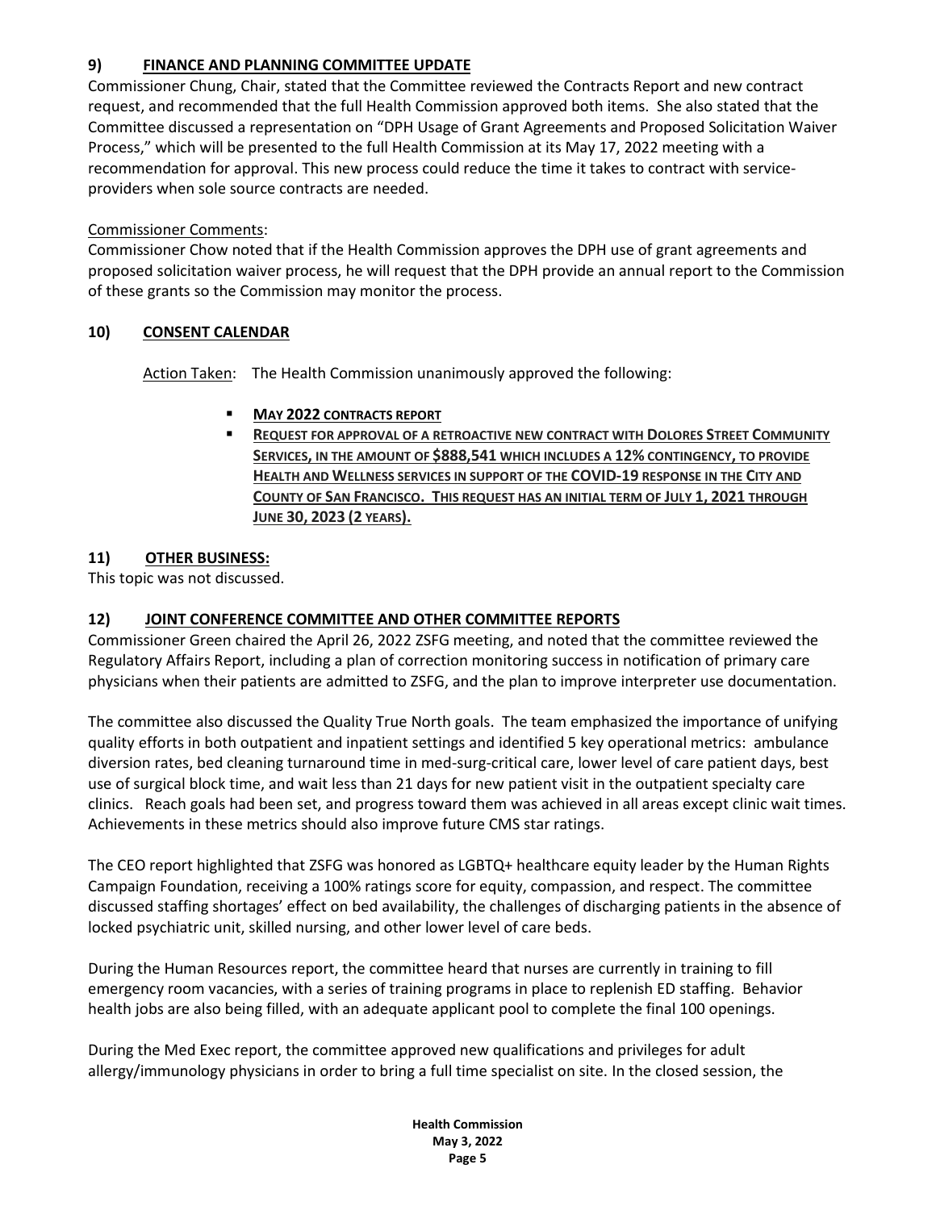## 9) FINANCE AND PLANNING COMMITTEE UPDATE

Commissioner Chung, Chair, stated that the Committee reviewed the Contracts Report and new contract request, and recommended that the full Health Commission approved both items. She also stated that the Committee discussed a representation on "DPH Usage of Grant Agreements and Proposed Solicitation Waiver Process," which will be presented to the full Health Commission at its May 17, 2022 meeting with a recommendation for approval. This new process could reduce the time it takes to contract with service-providers when sole source contracts are needed.

Commissioner Comments:

Commissioner Chow noted that if the Health Commission approves the DPH use of grant agreements and proposed solicitation waiver process, he will request that the DPH provide an annual report to the Commission of these grants so the Commission may monitor the process.

## 10) CONSENT CALENDAR

Action Taken: The Health Commission unanimously approved the following:

- **MAY 2022 CONTRACTS REPORT**
- **REQUEST FOR APPROVAL OF A RETROACTIVE NEW CONTRACT WITH DOLORES STREET COMMUNITY SERVICES, IN THE AMOUNT OF $888,541 WHICH INCLUDES A 12% CONTINGENCY, TO PROVIDE HEALTH AND WELLNESS SERVICES IN SUPPORT OF THE COVID-19 RESPONSE IN THE CITY AND COUNTY OF SAN FRANCISCO. THIS REQUEST HAS AN INITIAL TERM OF JULY 1, 2021 THROUGH JUNE 30, 2023 (2 YEARS).**

## 11) OTHER BUSINESS:

This topic was not discussed.

## 12) JOINT CONFERENCE COMMITTEE AND OTHER COMMITTEE REPORTS

Commissioner Green chaired the April 26, 2022 ZSFG meeting, and noted that the committee reviewed the Regulatory Affairs Report, including a plan of correction monitoring success in notification of primary care physicians when their patients are admitted to ZSFG, and the plan to improve interpreter use documentation.

The committee also discussed the Quality True North goals. The team emphasized the importance of unifying quality efforts in both outpatient and inpatient settings and identified 5 key operational metrics: ambulance diversion rates, bed cleaning turnaround time in med-surg-critical care, lower level of care patient days, best use of surgical block time, and wait less than 21 days for new patient visit in the outpatient specialty care clinics. Reach goals had been set, and progress toward them was achieved in all areas except clinic wait times. Achievements in these metrics should also improve future CMS star ratings.

The CEO report highlighted that ZSFG was honored as LGBTQ+ healthcare equity leader by the Human Rights Campaign Foundation, receiving a 100% ratings score for equity, compassion, and respect. The committee discussed staffing shortages' effect on bed availability, the challenges of discharging patients in the absence of locked psychiatric unit, skilled nursing, and other lower level of care beds.

During the Human Resources report, the committee heard that nurses are currently in training to fill emergency room vacancies, with a series of training programs in place to replenish ED staffing. Behavior health jobs are also being filled, with an adequate applicant pool to complete the final 100 openings.

During the Med Exec report, the committee approved new qualifications and privileges for adult allergy/immunology physicians in order to bring a full time specialist on site. In the closed session, the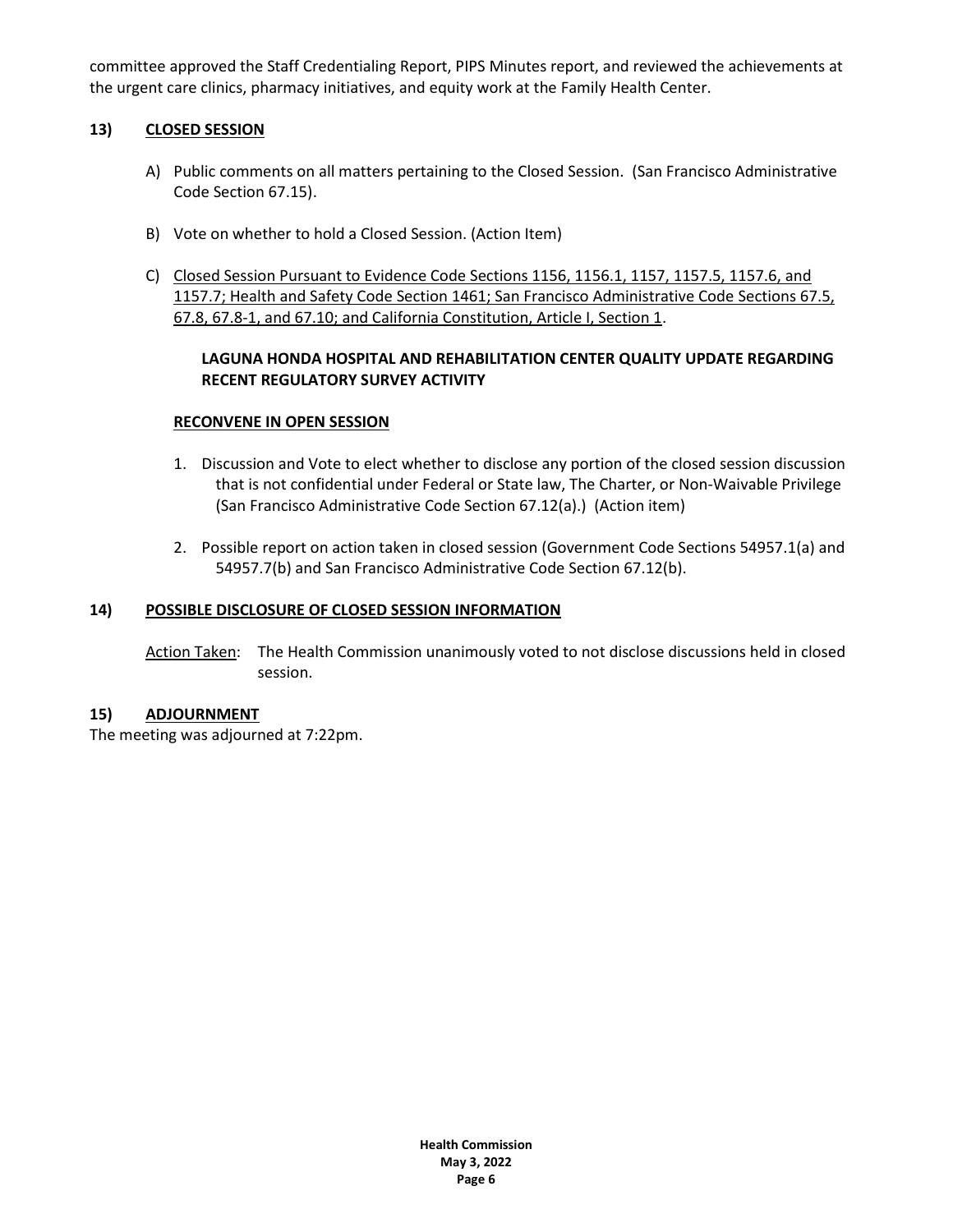committee approved the Staff Credentialing Report, PIPS Minutes report, and reviewed the achievements at the urgent care clinics, pharmacy initiatives, and equity work at the Family Health Center.

## 13) CLOSED SESSION

A) Public comments on all matters pertaining to the Closed Session. (San Francisco Administrative Code Section 67.15).

B) Vote on whether to hold a Closed Session. (Action Item)

C) Closed Session Pursuant to Evidence Code Sections 1156, 1156.1, 1157, 1157.5, 1157.6, and 1157.7; Health and Safety Code Section 1461; San Francisco Administrative Code Sections 67.5, 67.8, 67.8-1, and 67.10; and California Constitution, Article I, Section 1.

**LAGUNA HONDA HOSPITAL AND REHABILITATION CENTER QUALITY UPDATE REGARDING RECENT REGULATORY SURVEY ACTIVITY**

**RECONVENE IN OPEN SESSION**

1. Discussion and Vote to elect whether to disclose any portion of the closed session discussion that is not confidential under Federal or State law, The Charter, or Non-Waivable Privilege (San Francisco Administrative Code Section 67.12(a).) (Action item)
2. Possible report on action taken in closed session (Government Code Sections 54957.1(a) and 54957.7(b) and San Francisco Administrative Code Section 67.12(b).

## 14) POSSIBLE DISCLOSURE OF CLOSED SESSION INFORMATION

Action Taken: The Health Commission unanimously voted to not disclose discussions held in closed session.

## 15) ADJOURNMENT

The meeting was adjourned at 7:22pm.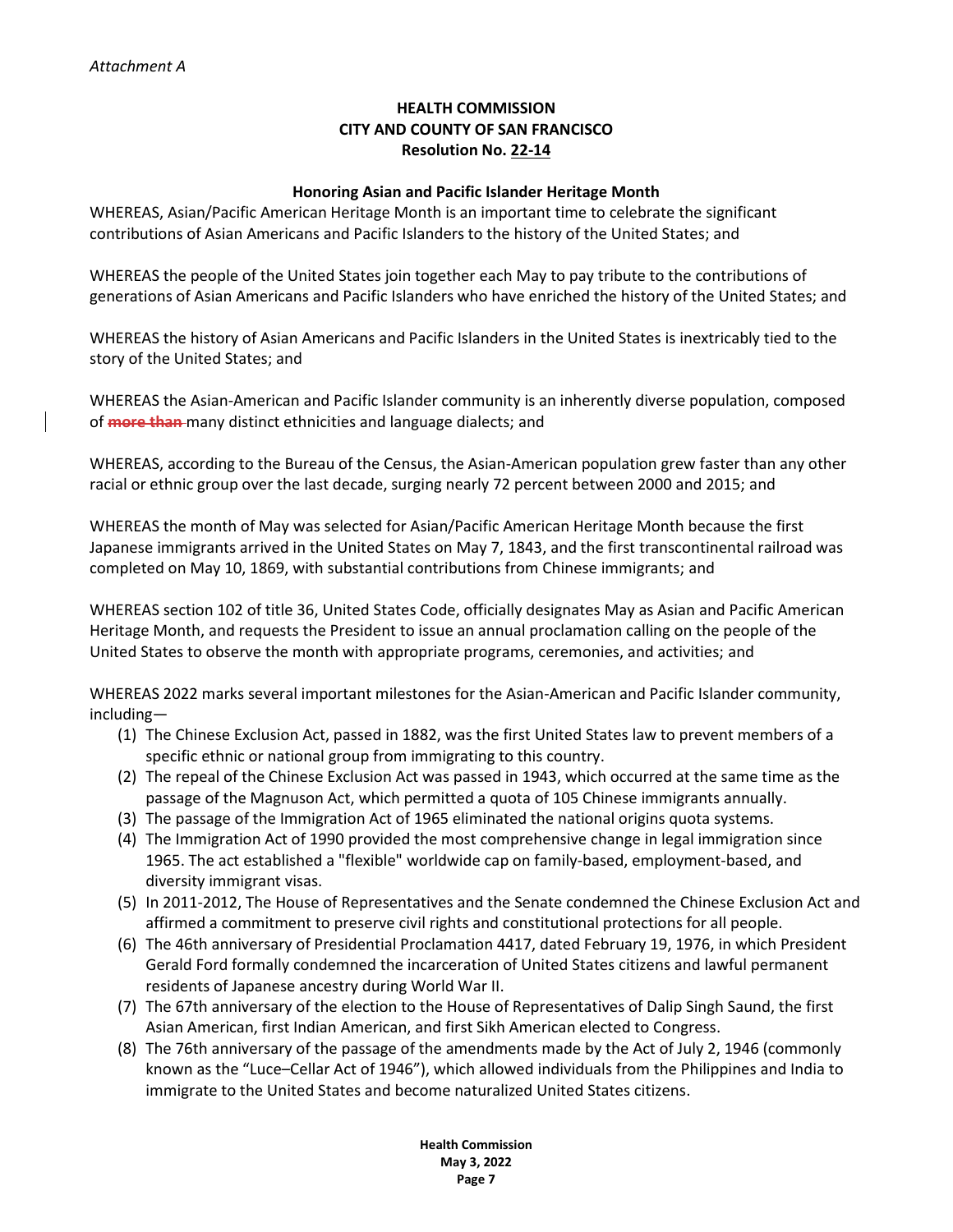*Attachment A*

**HEALTH COMMISSION**
**CITY AND COUNTY OF SAN FRANCISCO**
**Resolution No. 22-14**

**Honoring Asian and Pacific Islander Heritage Month**

WHEREAS, Asian/Pacific American Heritage Month is an important time to celebrate the significant contributions of Asian Americans and Pacific Islanders to the history of the United States; and

WHEREAS the people of the United States join together each May to pay tribute to the contributions of generations of Asian Americans and Pacific Islanders who have enriched the history of the United States; and

WHEREAS the history of Asian Americans and Pacific Islanders in the United States is inextricably tied to the story of the United States; and

WHEREAS the Asian-American and Pacific Islander community is an inherently diverse population, composed of ~~more than~~ many distinct ethnicities and language dialects; and

WHEREAS, according to the Bureau of the Census, the Asian-American population grew faster than any other racial or ethnic group over the last decade, surging nearly 72 percent between 2000 and 2015; and

WHEREAS the month of May was selected for Asian/Pacific American Heritage Month because the first Japanese immigrants arrived in the United States on May 7, 1843, and the first transcontinental railroad was completed on May 10, 1869, with substantial contributions from Chinese immigrants; and

WHEREAS section 102 of title 36, United States Code, officially designates May as Asian and Pacific American Heritage Month, and requests the President to issue an annual proclamation calling on the people of the United States to observe the month with appropriate programs, ceremonies, and activities; and

WHEREAS 2022 marks several important milestones for the Asian-American and Pacific Islander community, including—

1. The Chinese Exclusion Act, passed in 1882, was the first United States law to prevent members of a specific ethnic or national group from immigrating to this country.
2. The repeal of the Chinese Exclusion Act was passed in 1943, which occurred at the same time as the passage of the Magnuson Act, which permitted a quota of 105 Chinese immigrants annually.
3. The passage of the Immigration Act of 1965 eliminated the national origins quota systems.
4. The Immigration Act of 1990 provided the most comprehensive change in legal immigration since 1965. The act established a "flexible" worldwide cap on family-based, employment-based, and diversity immigrant visas.
5. In 2011-2012, The House of Representatives and the Senate condemned the Chinese Exclusion Act and affirmed a commitment to preserve civil rights and constitutional protections for all people.
6. The 46th anniversary of Presidential Proclamation 4417, dated February 19, 1976, in which President Gerald Ford formally condemned the incarceration of United States citizens and lawful permanent residents of Japanese ancestry during World War II.
7. The 67th anniversary of the election to the House of Representatives of Dalip Singh Saund, the first Asian American, first Indian American, and first Sikh American elected to Congress.
8. The 76th anniversary of the passage of the amendments made by the Act of July 2, 1946 (commonly known as the "Luce–Cellar Act of 1946"), which allowed individuals from the Philippines and India to immigrate to the United States and become naturalized United States citizens.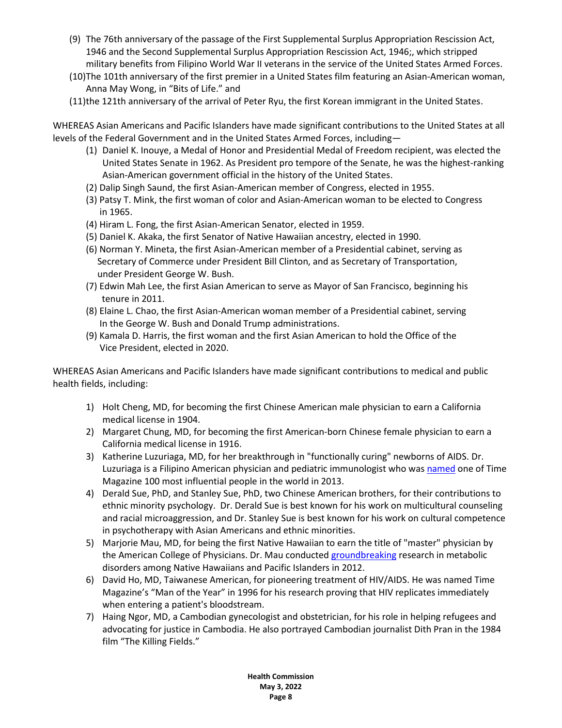(9) The 76th anniversary of the passage of the First Supplemental Surplus Appropriation Rescission Act, 1946 and the Second Supplemental Surplus Appropriation Rescission Act, 1946;, which stripped military benefits from Filipino World War II veterans in the service of the United States Armed Forces.

(10)The 101th anniversary of the first premier in a United States film featuring an Asian-American woman, Anna May Wong, in "Bits of Life." and

(11)the 121th anniversary of the arrival of Peter Ryu, the first Korean immigrant in the United States.

WHEREAS Asian Americans and Pacific Islanders have made significant contributions to the United States at all levels of the Federal Government and in the United States Armed Forces, including—

(1) Daniel K. Inouye, a Medal of Honor and Presidential Medal of Freedom recipient, was elected the United States Senate in 1962. As President pro tempore of the Senate, he was the highest-ranking Asian-American government official in the history of the United States.
(2) Dalip Singh Saund, the first Asian-American member of Congress, elected in 1955.
(3) Patsy T. Mink, the first woman of color and Asian-American woman to be elected to Congress in 1965.
(4) Hiram L. Fong, the first Asian-American Senator, elected in 1959.
(5) Daniel K. Akaka, the first Senator of Native Hawaiian ancestry, elected in 1990.
(6) Norman Y. Mineta, the first Asian-American member of a Presidential cabinet, serving as Secretary of Commerce under President Bill Clinton, and as Secretary of Transportation, under President George W. Bush.
(7) Edwin Mah Lee, the first Asian American to serve as Mayor of San Francisco, beginning his tenure in 2011.
(8) Elaine L. Chao, the first Asian-American woman member of a Presidential cabinet, serving In the George W. Bush and Donald Trump administrations.
(9) Kamala D. Harris, the first woman and the first Asian American to hold the Office of the Vice President, elected in 2020.

WHEREAS Asian Americans and Pacific Islanders have made significant contributions to medical and public health fields, including:

1) Holt Cheng, MD, for becoming the first Chinese American male physician to earn a California medical license in 1904.
2) Margaret Chung, MD, for becoming the first American-born Chinese female physician to earn a California medical license in 1916.
3) Katherine Luzuriaga, MD, for her breakthrough in "functionally curing" newborns of AIDS. Dr. Luzuriaga is a Filipino American physician and pediatric immunologist who was named one of Time Magazine 100 most influential people in the world in 2013.
4) Derald Sue, PhD, and Stanley Sue, PhD, two Chinese American brothers, for their contributions to ethnic minority psychology. Dr. Derald Sue is best known for his work on multicultural counseling and racial microaggression, and Dr. Stanley Sue is best known for his work on cultural competence in psychotherapy with Asian Americans and ethnic minorities.
5) Marjorie Mau, MD, for being the first Native Hawaiian to earn the title of "master" physician by the American College of Physicians. Dr. Mau conducted groundbreaking research in metabolic disorders among Native Hawaiians and Pacific Islanders in 2012.
6) David Ho, MD, Taiwanese American, for pioneering treatment of HIV/AIDS. He was named Time Magazine's "Man of the Year" in 1996 for his research proving that HIV replicates immediately when entering a patient's bloodstream.
7) Haing Ngor, MD, a Cambodian gynecologist and obstetrician, for his role in helping refugees and advocating for justice in Cambodia. He also portrayed Cambodian journalist Dith Pran in the 1984 film "The Killing Fields."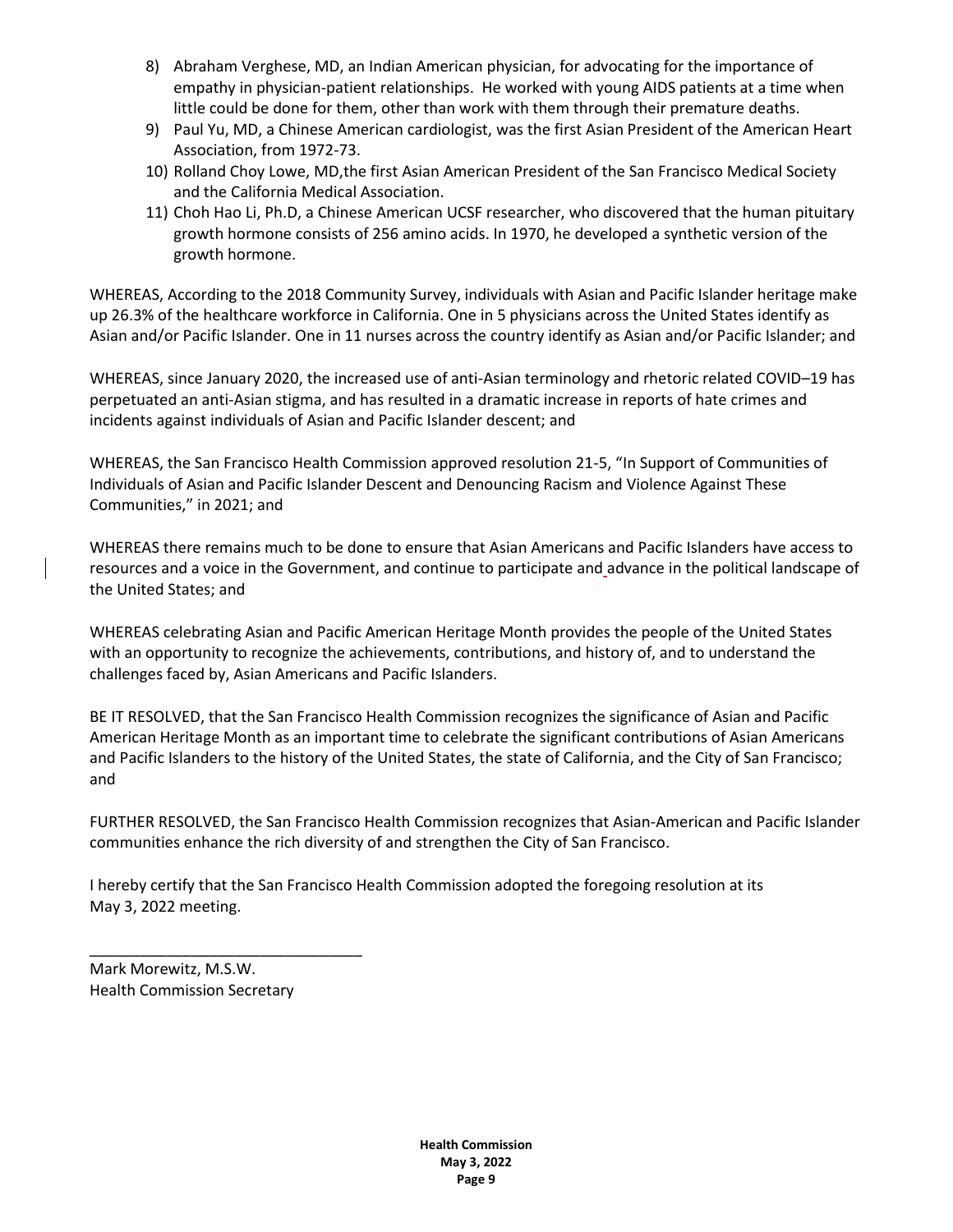8) Abraham Verghese, MD, an Indian American physician, for advocating for the importance of empathy in physician-patient relationships. He worked with young AIDS patients at a time when little could be done for them, other than work with them through their premature deaths.
9) Paul Yu, MD, a Chinese American cardiologist, was the first Asian President of the American Heart Association, from 1972-73.
10) Rolland Choy Lowe, MD,the first Asian American President of the San Francisco Medical Society and the California Medical Association.
11) Choh Hao Li, Ph.D, a Chinese American UCSF researcher, who discovered that the human pituitary growth hormone consists of 256 amino acids. In 1970, he developed a synthetic version of the growth hormone.

WHEREAS, According to the 2018 Community Survey, individuals with Asian and Pacific Islander heritage make up 26.3% of the healthcare workforce in California. One in 5 physicians across the United States identify as Asian and/or Pacific Islander. One in 11 nurses across the country identify as Asian and/or Pacific Islander; and

WHEREAS, since January 2020, the increased use of anti-Asian terminology and rhetoric related COVID–19 has perpetuated an anti-Asian stigma, and has resulted in a dramatic increase in reports of hate crimes and incidents against individuals of Asian and Pacific Islander descent; and

WHEREAS, the San Francisco Health Commission approved resolution 21-5, "In Support of Communities of Individuals of Asian and Pacific Islander Descent and Denouncing Racism and Violence Against These Communities," in 2021; and

WHEREAS there remains much to be done to ensure that Asian Americans and Pacific Islanders have access to resources and a voice in the Government, and continue to participate and advance in the political landscape of the United States; and

WHEREAS celebrating Asian and Pacific American Heritage Month provides the people of the United States with an opportunity to recognize the achievements, contributions, and history of, and to understand the challenges faced by, Asian Americans and Pacific Islanders.

BE IT RESOLVED, that the San Francisco Health Commission recognizes the significance of Asian and Pacific American Heritage Month as an important time to celebrate the significant contributions of Asian Americans and Pacific Islanders to the history of the United States, the state of California, and the City of San Francisco; and

FURTHER RESOLVED, the San Francisco Health Commission recognizes that Asian-American and Pacific Islander communities enhance the rich diversity of and strengthen the City of San Francisco.

I hereby certify that the San Francisco Health Commission adopted the foregoing resolution at its May 3, 2022 meeting.

_________________________________

Mark Morewitz, M.S.W.
Health Commission Secretary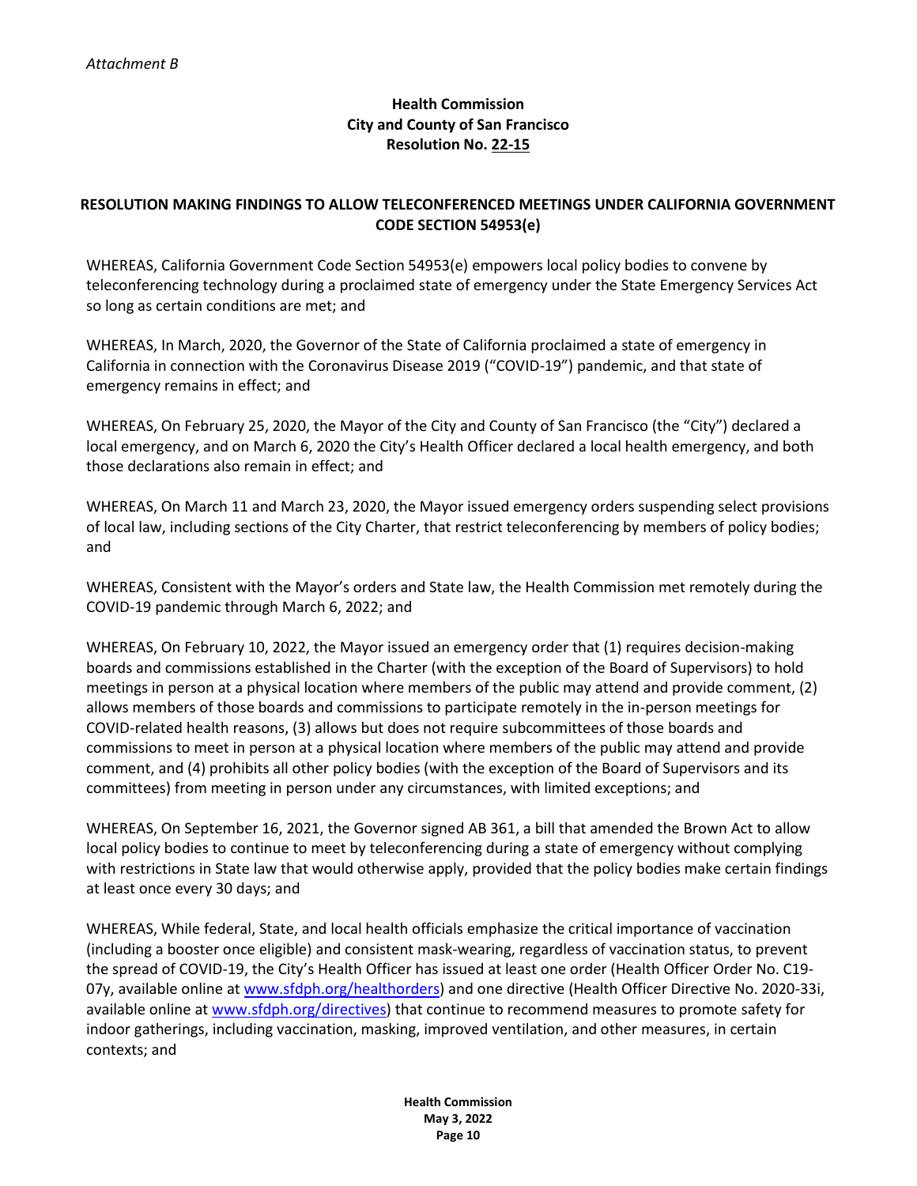*Attachment B*

**Health Commission**
**City and County of San Francisco**
**Resolution No. 22-15**

**RESOLUTION MAKING FINDINGS TO ALLOW TELECONFERENCED MEETINGS UNDER CALIFORNIA GOVERNMENT CODE SECTION 54953(e)**

WHEREAS, California Government Code Section 54953(e) empowers local policy bodies to convene by teleconferencing technology during a proclaimed state of emergency under the State Emergency Services Act so long as certain conditions are met; and

WHEREAS, In March, 2020, the Governor of the State of California proclaimed a state of emergency in California in connection with the Coronavirus Disease 2019 ("COVID-19") pandemic, and that state of emergency remains in effect; and

WHEREAS, On February 25, 2020, the Mayor of the City and County of San Francisco (the "City") declared a local emergency, and on March 6, 2020 the City's Health Officer declared a local health emergency, and both those declarations also remain in effect; and

WHEREAS, On March 11 and March 23, 2020, the Mayor issued emergency orders suspending select provisions of local law, including sections of the City Charter, that restrict teleconferencing by members of policy bodies; and

WHEREAS, Consistent with the Mayor's orders and State law, the Health Commission met remotely during the COVID-19 pandemic through March 6, 2022; and

WHEREAS, On February 10, 2022, the Mayor issued an emergency order that (1) requires decision-making boards and commissions established in the Charter (with the exception of the Board of Supervisors) to hold meetings in person at a physical location where members of the public may attend and provide comment, (2) allows members of those boards and commissions to participate remotely in the in-person meetings for COVID-related health reasons, (3) allows but does not require subcommittees of those boards and commissions to meet in person at a physical location where members of the public may attend and provide comment, and (4) prohibits all other policy bodies (with the exception of the Board of Supervisors and its committees) from meeting in person under any circumstances, with limited exceptions; and

WHEREAS, On September 16, 2021, the Governor signed AB 361, a bill that amended the Brown Act to allow local policy bodies to continue to meet by teleconferencing during a state of emergency without complying with restrictions in State law that would otherwise apply, provided that the policy bodies make certain findings at least once every 30 days; and

WHEREAS, While federal, State, and local health officials emphasize the critical importance of vaccination (including a booster once eligible) and consistent mask-wearing, regardless of vaccination status, to prevent the spread of COVID-19, the City's Health Officer has issued at least one order (Health Officer Order No. C19-07y, available online at www.sfdph.org/healthorders) and one directive (Health Officer Directive No. 2020-33i, available online at www.sfdph.org/directives) that continue to recommend measures to promote safety for indoor gatherings, including vaccination, masking, improved ventilation, and other measures, in certain contexts; and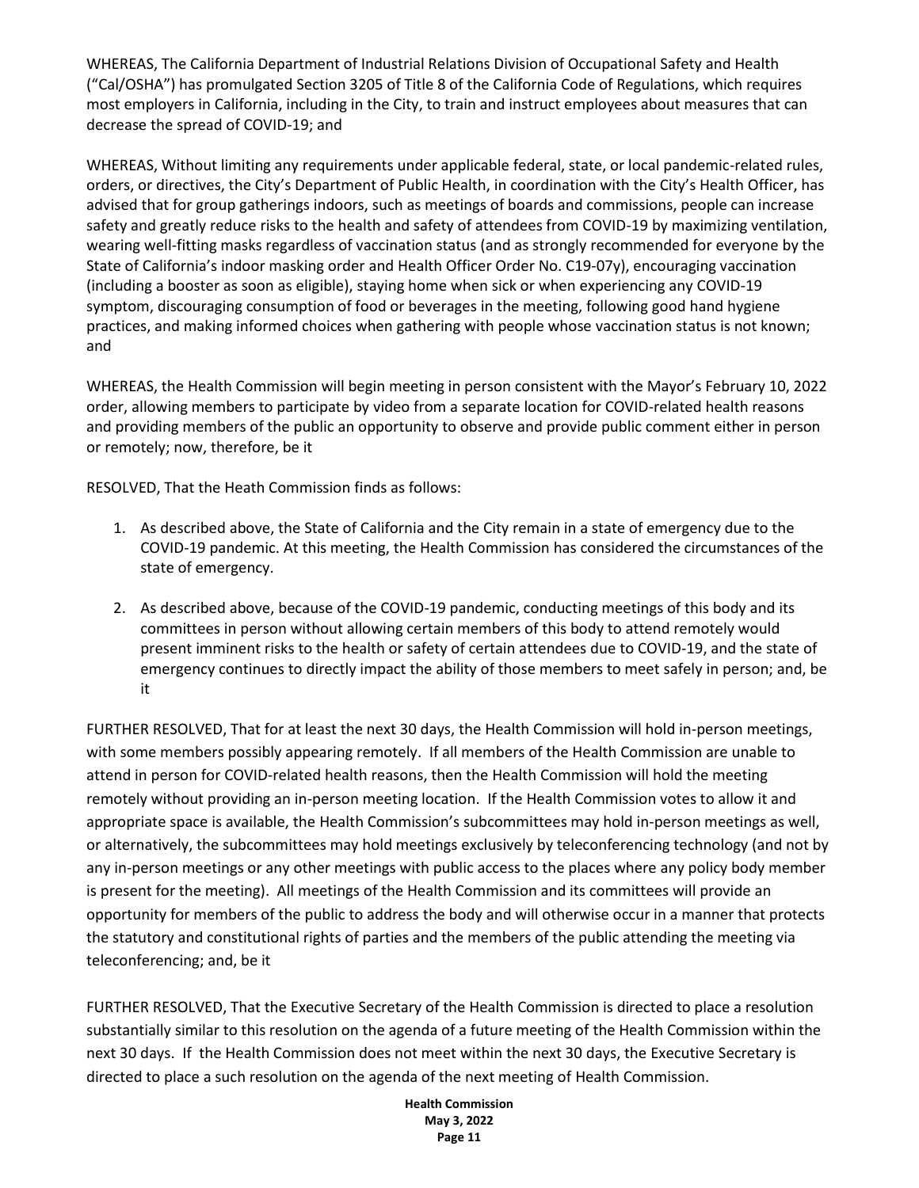WHEREAS, The California Department of Industrial Relations Division of Occupational Safety and Health ("Cal/OSHA") has promulgated Section 3205 of Title 8 of the California Code of Regulations, which requires most employers in California, including in the City, to train and instruct employees about measures that can decrease the spread of COVID-19; and

WHEREAS, Without limiting any requirements under applicable federal, state, or local pandemic-related rules, orders, or directives, the City's Department of Public Health, in coordination with the City's Health Officer, has advised that for group gatherings indoors, such as meetings of boards and commissions, people can increase safety and greatly reduce risks to the health and safety of attendees from COVID-19 by maximizing ventilation, wearing well-fitting masks regardless of vaccination status (and as strongly recommended for everyone by the State of California's indoor masking order and Health Officer Order No. C19-07y), encouraging vaccination (including a booster as soon as eligible), staying home when sick or when experiencing any COVID-19 symptom, discouraging consumption of food or beverages in the meeting, following good hand hygiene practices, and making informed choices when gathering with people whose vaccination status is not known; and

WHEREAS, the Health Commission will begin meeting in person consistent with the Mayor's February 10, 2022 order, allowing members to participate by video from a separate location for COVID-related health reasons and providing members of the public an opportunity to observe and provide public comment either in person or remotely; now, therefore, be it

RESOLVED, That the Heath Commission finds as follows:

1. As described above, the State of California and the City remain in a state of emergency due to the COVID-19 pandemic. At this meeting, the Health Commission has considered the circumstances of the state of emergency.

2. As described above, because of the COVID-19 pandemic, conducting meetings of this body and its committees in person without allowing certain members of this body to attend remotely would present imminent risks to the health or safety of certain attendees due to COVID-19, and the state of emergency continues to directly impact the ability of those members to meet safely in person; and, be it

FURTHER RESOLVED, That for at least the next 30 days, the Health Commission will hold in-person meetings, with some members possibly appearing remotely. If all members of the Health Commission are unable to attend in person for COVID-related health reasons, then the Health Commission will hold the meeting remotely without providing an in-person meeting location. If the Health Commission votes to allow it and appropriate space is available, the Health Commission's subcommittees may hold in-person meetings as well, or alternatively, the subcommittees may hold meetings exclusively by teleconferencing technology (and not by any in-person meetings or any other meetings with public access to the places where any policy body member is present for the meeting). All meetings of the Health Commission and its committees will provide an opportunity for members of the public to address the body and will otherwise occur in a manner that protects the statutory and constitutional rights of parties and the members of the public attending the meeting via teleconferencing; and, be it

FURTHER RESOLVED, That the Executive Secretary of the Health Commission is directed to place a resolution substantially similar to this resolution on the agenda of a future meeting of the Health Commission within the next 30 days. If the Health Commission does not meet within the next 30 days, the Executive Secretary is directed to place a such resolution on the agenda of the next meeting of Health Commission.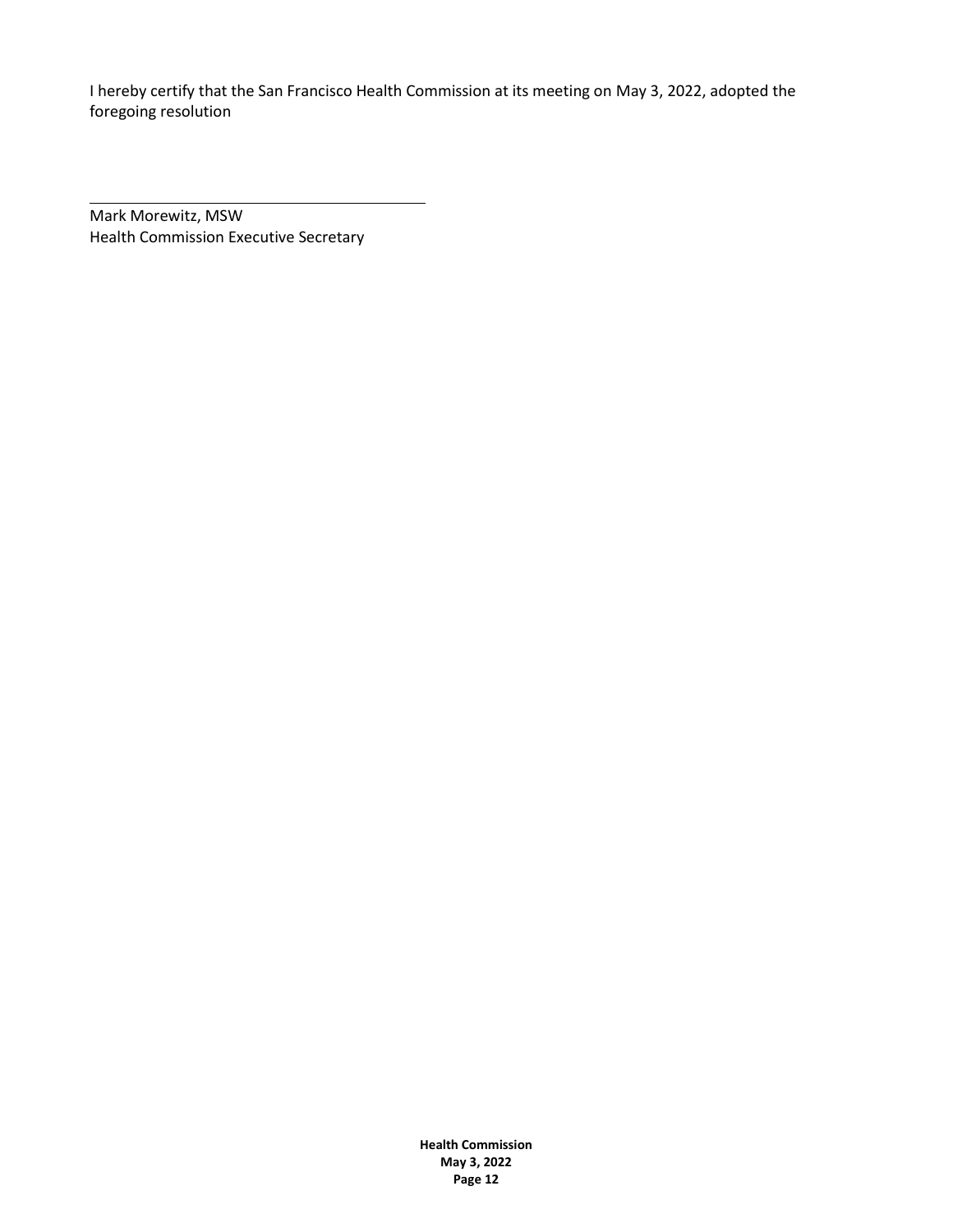I hereby certify that the San Francisco Health Commission at its meeting on May 3, 2022, adopted the foregoing resolution

\_\_\_\_\_\_\_\_\_\_\_\_\_\_\_\_\_\_\_\_\_\_\_\_\_\_\_\_\_\_\_\_\_\_\_\_\_\_\_\_

Mark Morewitz, MSW
Health Commission Executive Secretary